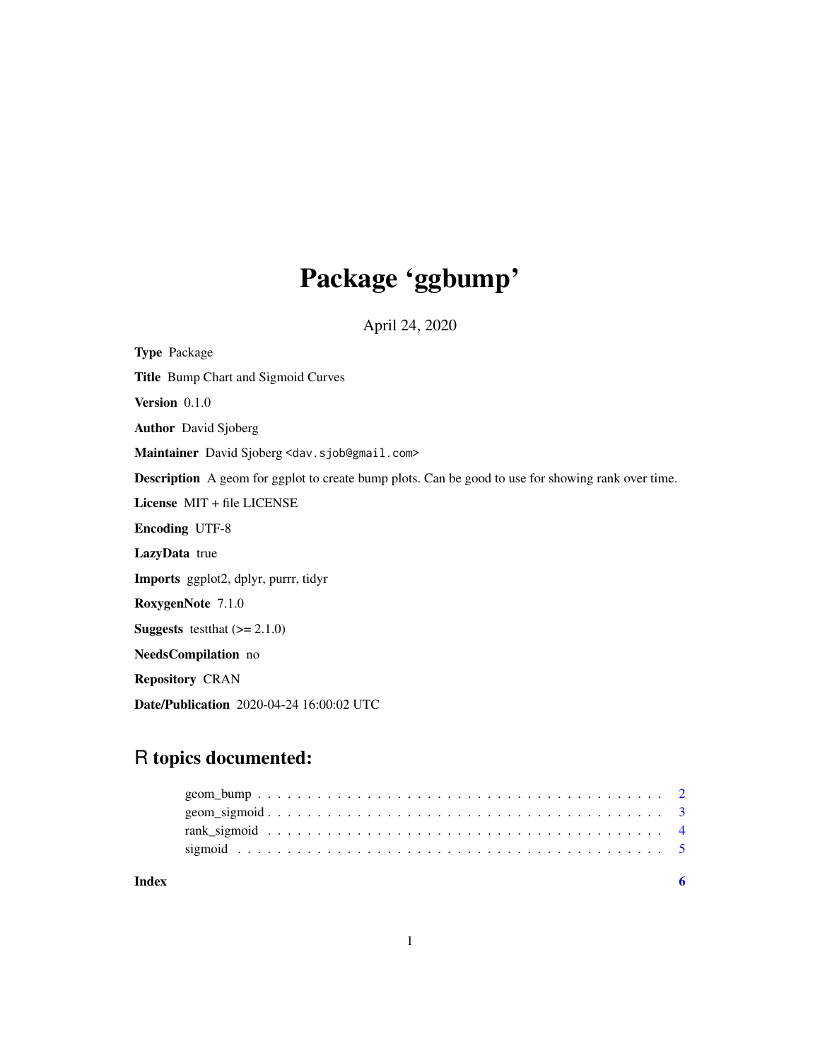# Package 'ggbump'

April 24, 2020

**Type** Package

**Title** Bump Chart and Sigmoid Curves

**Version** 0.1.0

**Author** David Sjoberg

**Maintainer** David Sjoberg <dav.sjob@gmail.com>

**Description** A geom for ggplot to create bump plots. Can be good to use for showing rank over time.

**License** MIT + file LICENSE

**Encoding** UTF-8

**LazyData** true

**Imports** ggplot2, dplyr, purrr, tidyr

**RoxygenNote** 7.1.0

**Suggests** testthat (>= 2.1.0)

**NeedsCompilation** no

**Repository** CRAN

**Date/Publication** 2020-04-24 16:00:02 UTC

## R topics documented:

- geom_bump . . . . . . . . . . . . . . . . . . . . . . . . . . . . . . . . . . . . . . . . 2
- geom_sigmoid . . . . . . . . . . . . . . . . . . . . . . . . . . . . . . . . . . . . . . . 3
- rank_sigmoid . . . . . . . . . . . . . . . . . . . . . . . . . . . . . . . . . . . . . . . 4
- sigmoid . . . . . . . . . . . . . . . . . . . . . . . . . . . . . . . . . . . . . . . . . . 5

**Index** **6**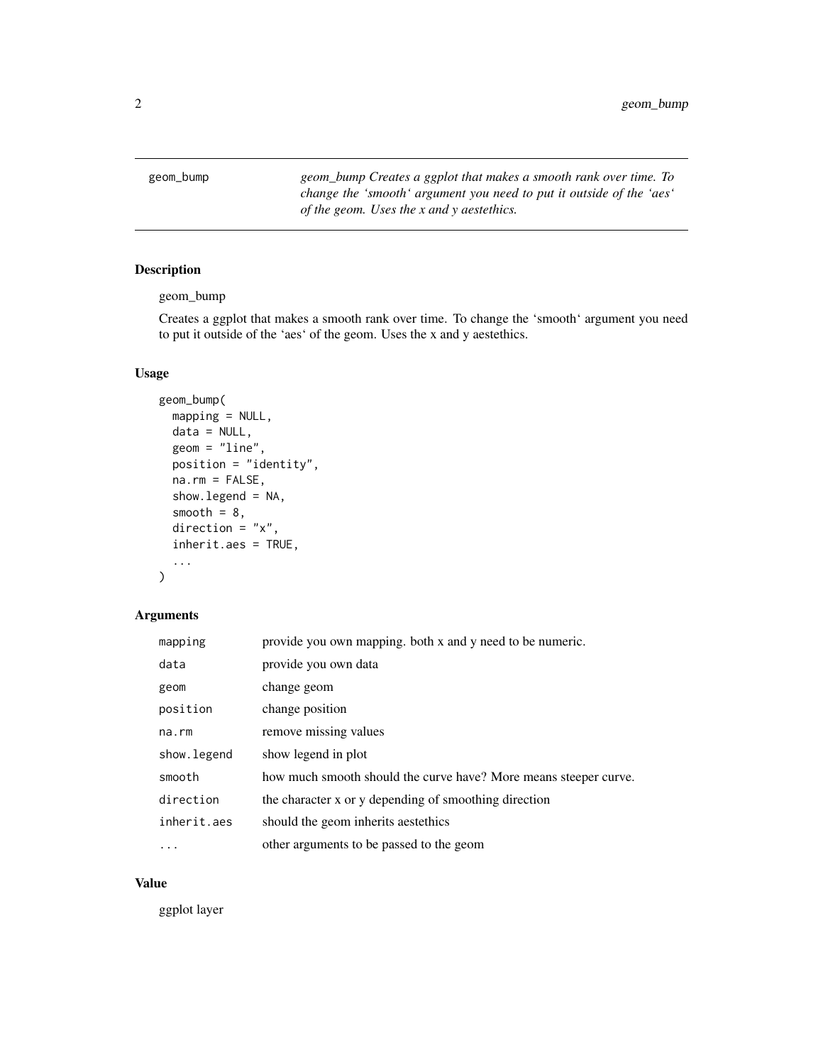`geom_bump` *geom_bump Creates a ggplot that makes a smooth rank over time. To change the 'smooth' argument you need to put it outside of the 'aes' of the geom. Uses the x and y aestethics.*

### Description

geom_bump

Creates a ggplot that makes a smooth rank over time. To change the 'smooth' argument you need to put it outside of the 'aes' of the geom. Uses the x and y aestethics.

### Usage

```
geom_bump(
  mapping = NULL,
  data = NULL,
  geom = "line",
  position = "identity",
  na.rm = FALSE,
  show.legend = NA,
  smooth = 8,
  direction = "x",
  inherit.aes = TRUE,
  ...
)
```

### Arguments

| | |
|---|---|
| `mapping` | provide you own mapping. both x and y need to be numeric. |
| `data` | provide you own data |
| `geom` | change geom |
| `position` | change position |
| `na.rm` | remove missing values |
| `show.legend` | show legend in plot |
| `smooth` | how much smooth should the curve have? More means steeper curve. |
| `direction` | the character x or y depending of smoothing direction |
| `inherit.aes` | should the geom inherits aestethics |
| `...` | other arguments to be passed to the geom |

### Value

ggplot layer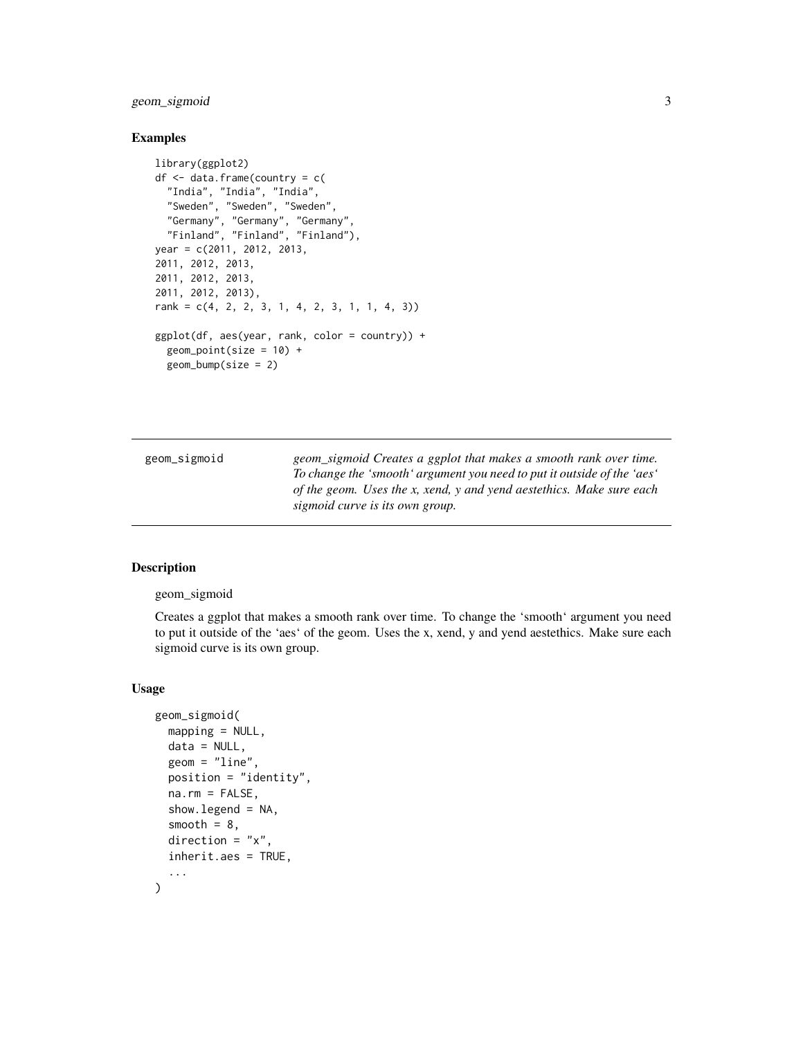## Examples

```
library(ggplot2)
df <- data.frame(country = c(
  "India", "India", "India",
  "Sweden", "Sweden", "Sweden",
  "Germany", "Germany", "Germany",
  "Finland", "Finland", "Finland"),
year = c(2011, 2012, 2013,
2011, 2012, 2013,
2011, 2012, 2013,
2011, 2012, 2013),
rank = c(4, 2, 2, 3, 1, 4, 2, 3, 1, 1, 4, 3))

ggplot(df, aes(year, rank, color = country)) +
  geom_point(size = 10) +
  geom_bump(size = 2)
```

---

geom_sigmoid — *geom_sigmoid Creates a ggplot that makes a smooth rank over time. To change the 'smooth' argument you need to put it outside of the 'aes' of the geom. Uses the x, xend, y and yend aestethics. Make sure each sigmoid curve is its own group.*

---

## Description

geom_sigmoid

Creates a ggplot that makes a smooth rank over time. To change the 'smooth' argument you need to put it outside of the 'aes' of the geom. Uses the x, xend, y and yend aestethics. Make sure each sigmoid curve is its own group.

## Usage

```
geom_sigmoid(
  mapping = NULL,
  data = NULL,
  geom = "line",
  position = "identity",
  na.rm = FALSE,
  show.legend = NA,
  smooth = 8,
  direction = "x",
  inherit.aes = TRUE,
  ...
)
```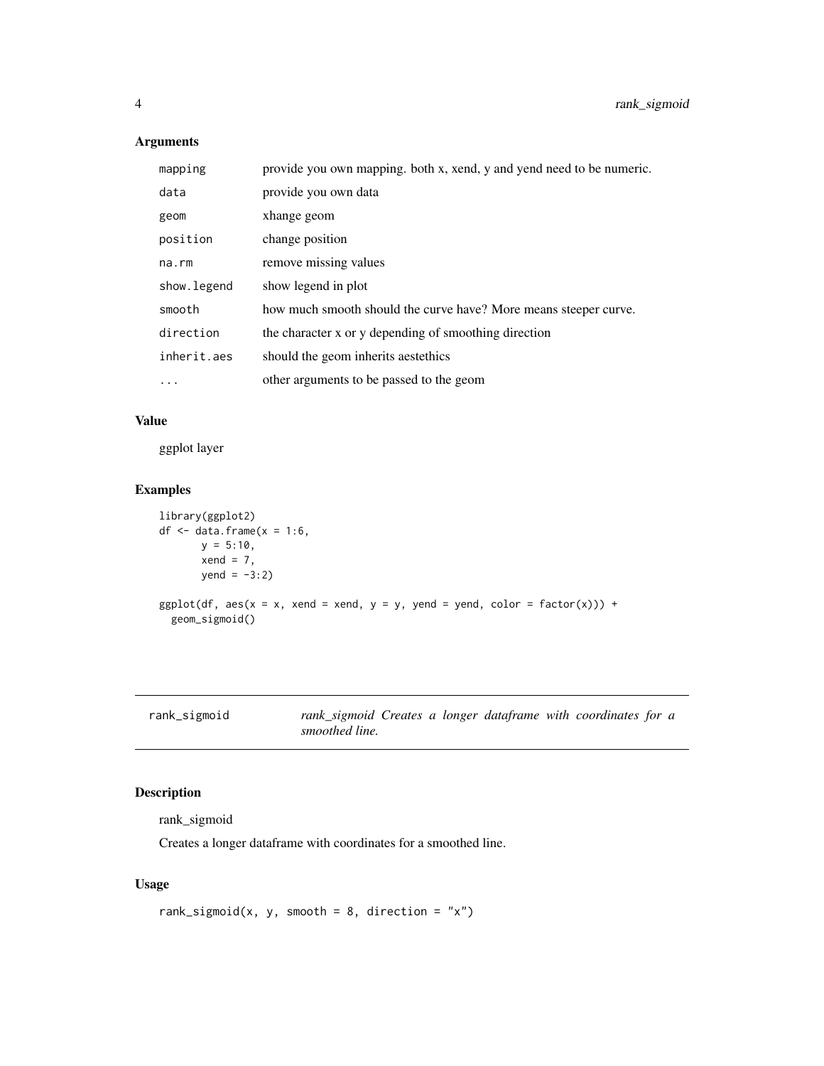### Arguments

| | |
|---|---|
| `mapping` | provide you own mapping. both x, xend, y and yend need to be numeric. |
| `data` | provide you own data |
| `geom` | xhange geom |
| `position` | change position |
| `na.rm` | remove missing values |
| `show.legend` | show legend in plot |
| `smooth` | how much smooth should the curve have? More means steeper curve. |
| `direction` | the character x or y depending of smoothing direction |
| `inherit.aes` | should the geom inherits aestethics |
| `...` | other arguments to be passed to the geom |

### Value

ggplot layer

### Examples

```
library(ggplot2)
df <- data.frame(x = 1:6,
       y = 5:10,
       xend = 7,
       yend = -3:2)

ggplot(df, aes(x = x, xend = xend, y = y, yend = yend, color = factor(x))) +
  geom_sigmoid()
```

---

## rank_sigmoid — *rank_sigmoid Creates a longer dataframe with coordinates for a smoothed line.*

---

### Description

rank_sigmoid

Creates a longer dataframe with coordinates for a smoothed line.

### Usage

```
rank_sigmoid(x, y, smooth = 8, direction = "x")
```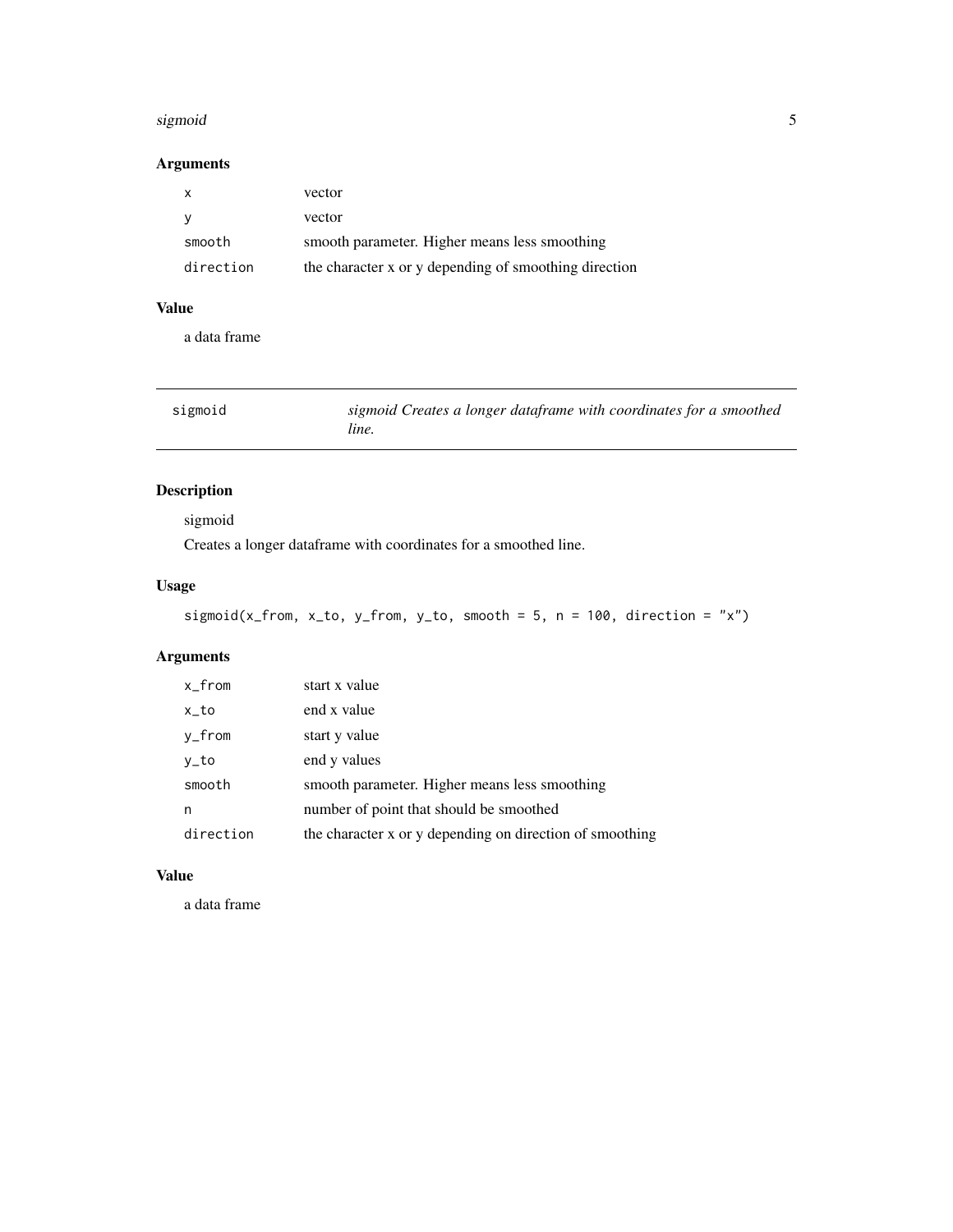## Arguments

| | |
|---|---|
| x | vector |
| y | vector |
| smooth | smooth parameter. Higher means less smoothing |
| direction | the character x or y depending of smoothing direction |

## Value

a data frame

---

| | |
|---|---|
| sigmoid | *sigmoid Creates a longer dataframe with coordinates for a smoothed line.* |

---

## Description

sigmoid

Creates a longer dataframe with coordinates for a smoothed line.

## Usage

```
sigmoid(x_from, x_to, y_from, y_to, smooth = 5, n = 100, direction = "x")
```

## Arguments

| | |
|---|---|
| x_from | start x value |
| x_to | end x value |
| y_from | start y value |
| y_to | end y values |
| smooth | smooth parameter. Higher means less smoothing |
| n | number of point that should be smoothed |
| direction | the character x or y depending on direction of smoothing |

## Value

a data frame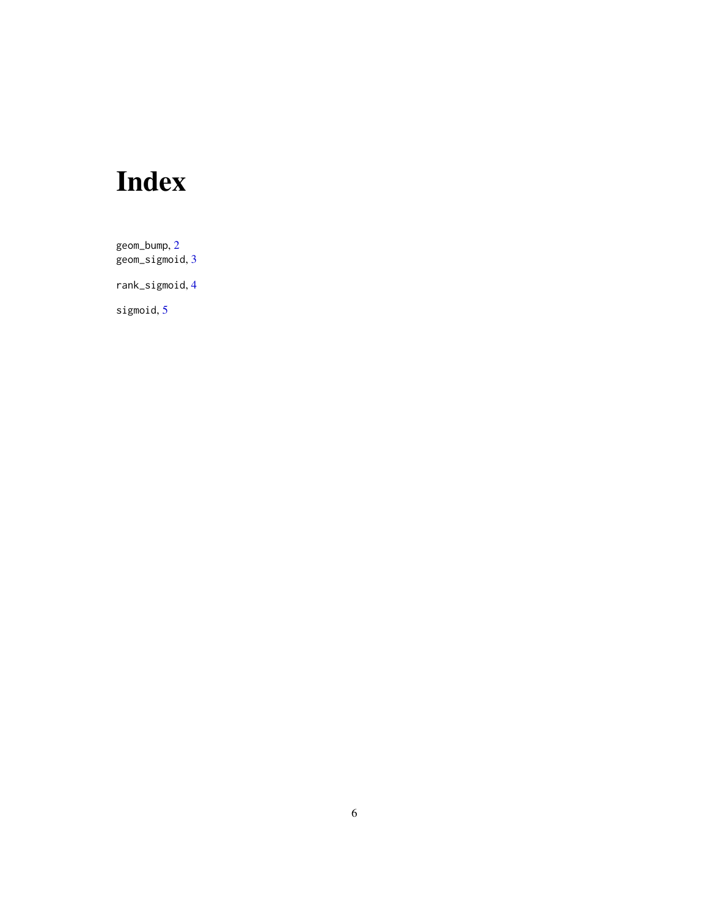# Index

geom_bump, 2
geom_sigmoid, 3

rank_sigmoid, 4

sigmoid, 5